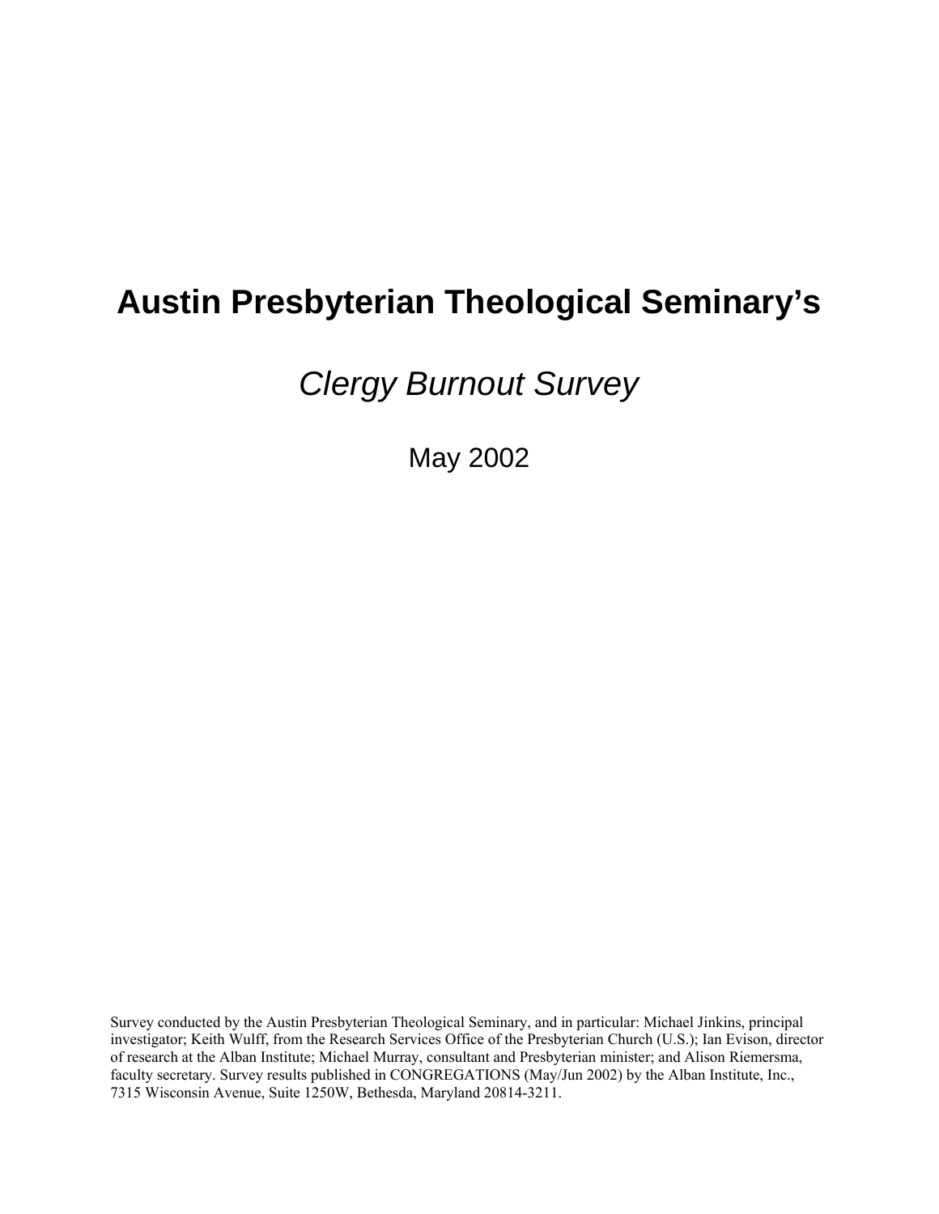# Austin Presbyterian Theological Seminary's

## *Clergy Burnout Survey*

May 2002

Survey conducted by the Austin Presbyterian Theological Seminary, and in particular: Michael Jinkins, principal investigator; Keith Wulff, from the Research Services Office of the Presbyterian Church (U.S.); Ian Evison, director of research at the Alban Institute; Michael Murray, consultant and Presbyterian minister; and Alison Riemersma, faculty secretary. Survey results published in CONGREGATIONS (May/Jun 2002) by the Alban Institute, Inc., 7315 Wisconsin Avenue, Suite 1250W, Bethesda, Maryland 20814-3211.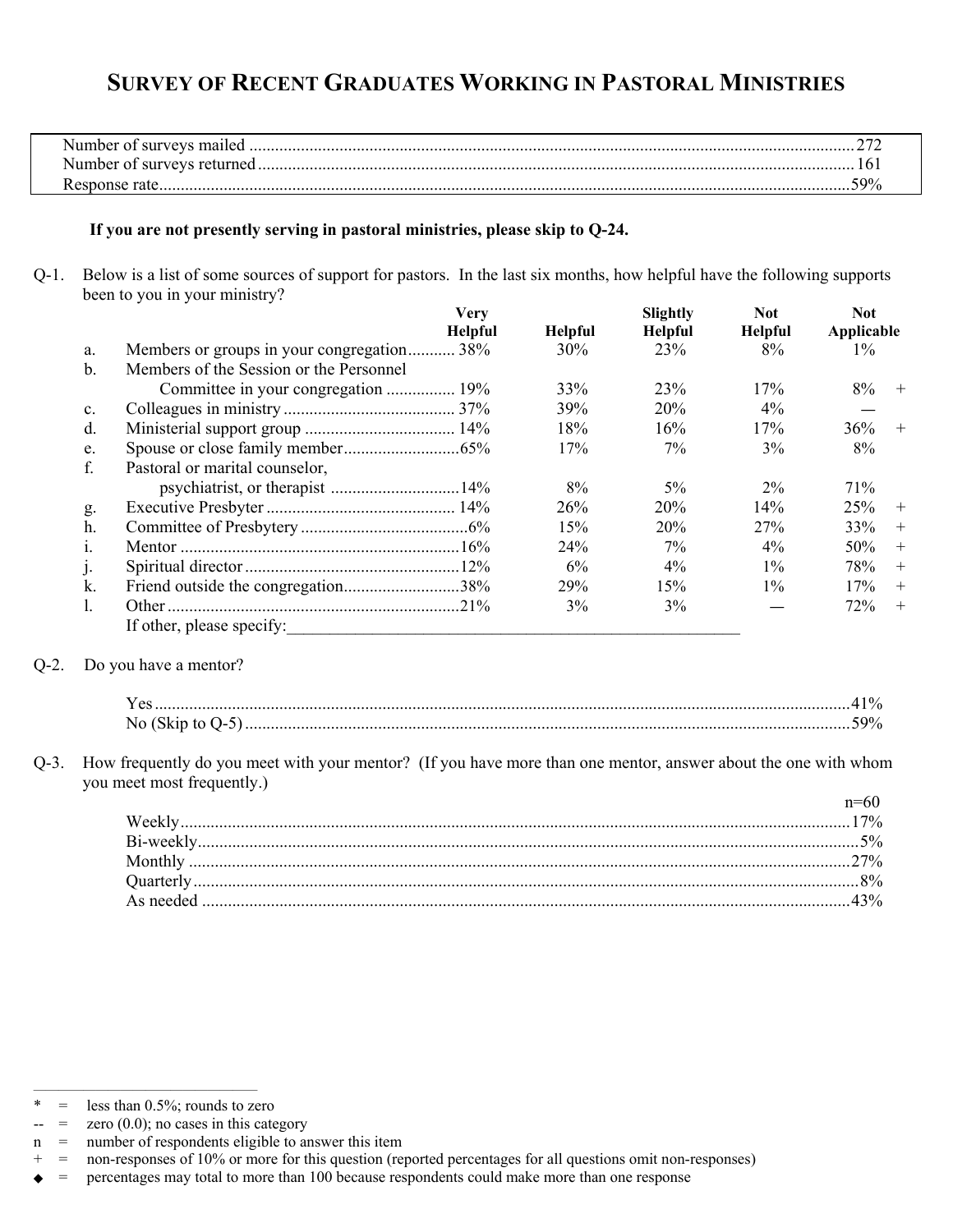# SURVEY OF RECENT GRADUATES WORKING IN PASTORAL MINISTRIES

| | |
|---|---|
| Number of surveys mailed | 272 |
| Number of surveys returned | 161 |
| Response rate | 59% |

**If you are not presently serving in pastoral ministries, please skip to Q-24.**

Q-1. Below is a list of some sources of support for pastors. In the last six months, how helpful have the following supports been to you in your ministry?

| | | Very Helpful | Helpful | Slightly Helpful | Not Helpful | Not Applicable | |
|---|---|---|---|---|---|---|---|
| a. | Members or groups in your congregation | 38% | 30% | 23% | 8% | 1% | |
| b. | Members of the Session or the Personnel Committee in your congregation | 19% | 33% | 23% | 17% | 8% | + |
| c. | Colleagues in ministry | 37% | 39% | 20% | 4% | — | |
| d. | Ministerial support group | 14% | 18% | 16% | 17% | 36% | + |
| e. | Spouse or close family member | 65% | 17% | 7% | 3% | 8% | |
| f. | Pastoral or marital counselor, psychiatrist, or therapist | 14% | 8% | 5% | 2% | 71% | |
| g. | Executive Presbyter | 14% | 26% | 20% | 14% | 25% | + |
| h. | Committee of Presbytery | 6% | 15% | 20% | 27% | 33% | + |
| i. | Mentor | 16% | 24% | 7% | 4% | 50% | + |
| j. | Spiritual director | 12% | 6% | 4% | 1% | 78% | + |
| k. | Friend outside the congregation | 38% | 29% | 15% | 1% | 17% | + |
| l. | Other | 21% | 3% | 3% | — | 72% | + |

If other, please specify:______________________________________________

Q-2. Do you have a mentor?

| | |
|---|---|
| Yes | 41% |
| No (Skip to Q-5) | 59% |

Q-3. How frequently do you meet with your mentor? (If you have more than one mentor, answer about the one with whom you meet most frequently.)

| | n=60 |
|---|---|
| Weekly | 17% |
| Bi-weekly | 5% |
| Monthly | 27% |
| Quarterly | 8% |
| As needed | 43% |

---

\* = less than 0.5%; rounds to zero
-- = zero (0.0); no cases in this category
n = number of respondents eligible to answer this item
\+ = non-responses of 10% or more for this question (reported percentages for all questions omit non-responses)
◆ = percentages may total to more than 100 because respondents could make more than one response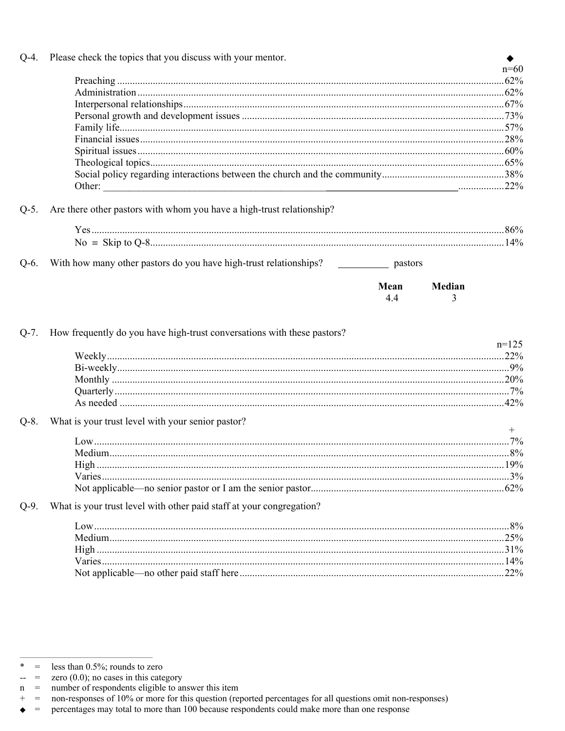Q-4. Please check the topics that you discuss with your mentor. ◆

| | n=60 |
|---|---|
| Preaching | 62% |
| Administration | 62% |
| Interpersonal relationships | 67% |
| Personal growth and development issues | 73% |
| Family life | 57% |
| Financial issues | 28% |
| Spiritual issues | 60% |
| Theological topics | 65% |
| Social policy regarding interactions between the church and the community | 38% |
| Other: ______________________ | 22% |

Q-5. Are there other pastors with whom you have a high-trust relationship?

| | |
|---|---|
| Yes | 86% |
| No ≡ Skip to Q-8 | 14% |

Q-6. With how many other pastors do you have high-trust relationships? __________ pastors

| Mean | Median |
|---|---|
| 4.4 | 3 |

Q-7. How frequently do you have high-trust conversations with these pastors?

| | n=125 |
|---|---|
| Weekly | 22% |
| Bi-weekly | 9% |
| Monthly | 20% |
| Quarterly | 7% |
| As needed | 42% |

Q-8. What is your trust level with your senior pastor?

| | + |
|---|---|
| Low | 7% |
| Medium | 8% |
| High | 19% |
| Varies | 3% |
| Not applicable—no senior pastor or I am the senior pastor | 62% |

Q-9. What is your trust level with other paid staff at your congregation?

| | |
|---|---|
| Low | 8% |
| Medium | 25% |
| High | 31% |
| Varies | 14% |
| Not applicable—no other paid staff here | 22% |

---

* = less than 0.5%; rounds to zero
-- = zero (0.0); no cases in this category
n = number of respondents eligible to answer this item
+ = non-responses of 10% or more for this question (reported percentages for all questions omit non-responses)
◆ = percentages may total to more than 100 because respondents could make more than one response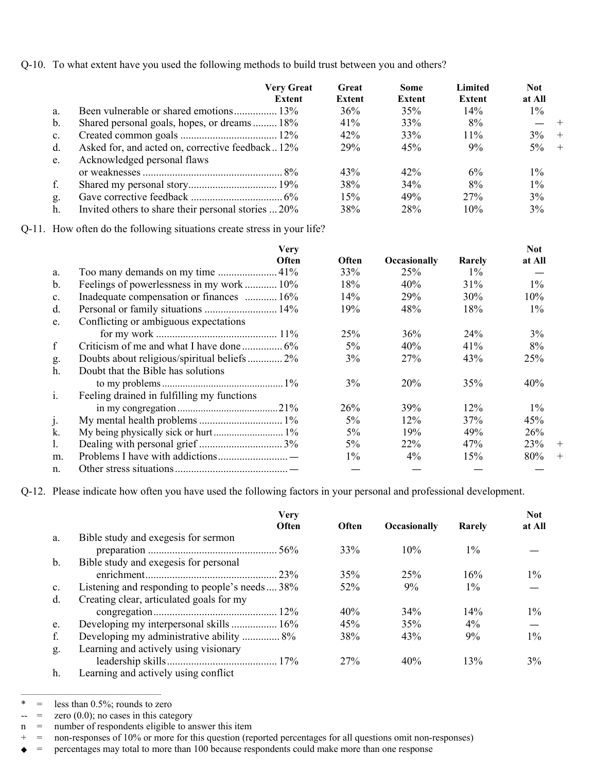Q-10. To what extent have you used the following methods to build trust between you and others?

| | | Very Great Extent | Great Extent | Some Extent | Limited Extent | Not at All | |
|---|---|---|---|---|---|---|---|
| a. | Been vulnerable or shared emotions | 13% | 36% | 35% | 14% | 1% | |
| b. | Shared personal goals, hopes, or dreams | 18% | 41% | 33% | 8% | — | + |
| c. | Created common goals | 12% | 42% | 33% | 11% | 3% | + |
| d. | Asked for, and acted on, corrective feedback | 12% | 29% | 45% | 9% | 5% | + |
| e. | Acknowledged personal flaws or weaknesses | 8% | 43% | 42% | 6% | 1% | |
| f. | Shared my personal story | 19% | 38% | 34% | 8% | 1% | |
| g. | Gave corrective feedback | 6% | 15% | 49% | 27% | 3% | |
| h. | Invited others to share their personal stories | 20% | 38% | 28% | 10% | 3% | |

Q-11. How often do the following situations create stress in your life?

| | | Very Often | Often | Occasionally | Rarely | Not at All | |
|---|---|---|---|---|---|---|---|
| a. | Too many demands on my time | 41% | 33% | 25% | 1% | — | |
| b. | Feelings of powerlessness in my work | 10% | 18% | 40% | 31% | 1% | |
| c. | Inadequate compensation or finances | 16% | 14% | 29% | 30% | 10% | |
| d. | Personal or family situations | 14% | 19% | 48% | 18% | 1% | |
| e. | Conflicting or ambiguous expectations for my work | 11% | 25% | 36% | 24% | 3% | |
| f | Criticism of me and what I have done | 6% | 5% | 40% | 41% | 8% | |
| g. | Doubts about religious/spiritual beliefs | 2% | 3% | 27% | 43% | 25% | |
| h. | Doubt that the Bible has solutions to my problems | 1% | 3% | 20% | 35% | 40% | |
| i. | Feeling drained in fulfilling my functions in my congregation | 21% | 26% | 39% | 12% | 1% | |
| j. | My mental health problems | 1% | 5% | 12% | 37% | 45% | |
| k. | My being physically sick or hurt | 1% | 5% | 19% | 49% | 26% | |
| l. | Dealing with personal grief | 3% | 5% | 22% | 47% | 23% | + |
| m. | Problems I have with addictions | — | 1% | 4% | 15% | 80% | + |
| n. | Other stress situations | — | — | — | — | — | |

Q-12. Please indicate how often you have used the following factors in your personal and professional development.

| | | Very Often | Often | Occasionally | Rarely | Not at All |
|---|---|---|---|---|---|---|
| a. | Bible study and exegesis for sermon preparation | 56% | 33% | 10% | 1% | — |
| b. | Bible study and exegesis for personal enrichment | 23% | 35% | 25% | 16% | 1% |
| c. | Listening and responding to people's needs | 38% | 52% | 9% | 1% | — |
| d. | Creating clear, articulated goals for my congregation | 12% | 40% | 34% | 14% | 1% |
| e. | Developing my interpersonal skills | 16% | 45% | 35% | 4% | — |
| f. | Developing my administrative ability | 8% | 38% | 43% | 9% | 1% |
| g. | Learning and actively using visionary leadership skills | 17% | 27% | 40% | 13% | 3% |
| h. | Learning and actively using conflict | | | | | |

\* = less than 0.5%; rounds to zero
-- = zero (0.0); no cases in this category
n = number of respondents eligible to answer this item
\+ = non-responses of 10% or more for this question (reported percentages for all questions omit non-responses)
◆ = percentages may total to more than 100 because respondents could make more than one response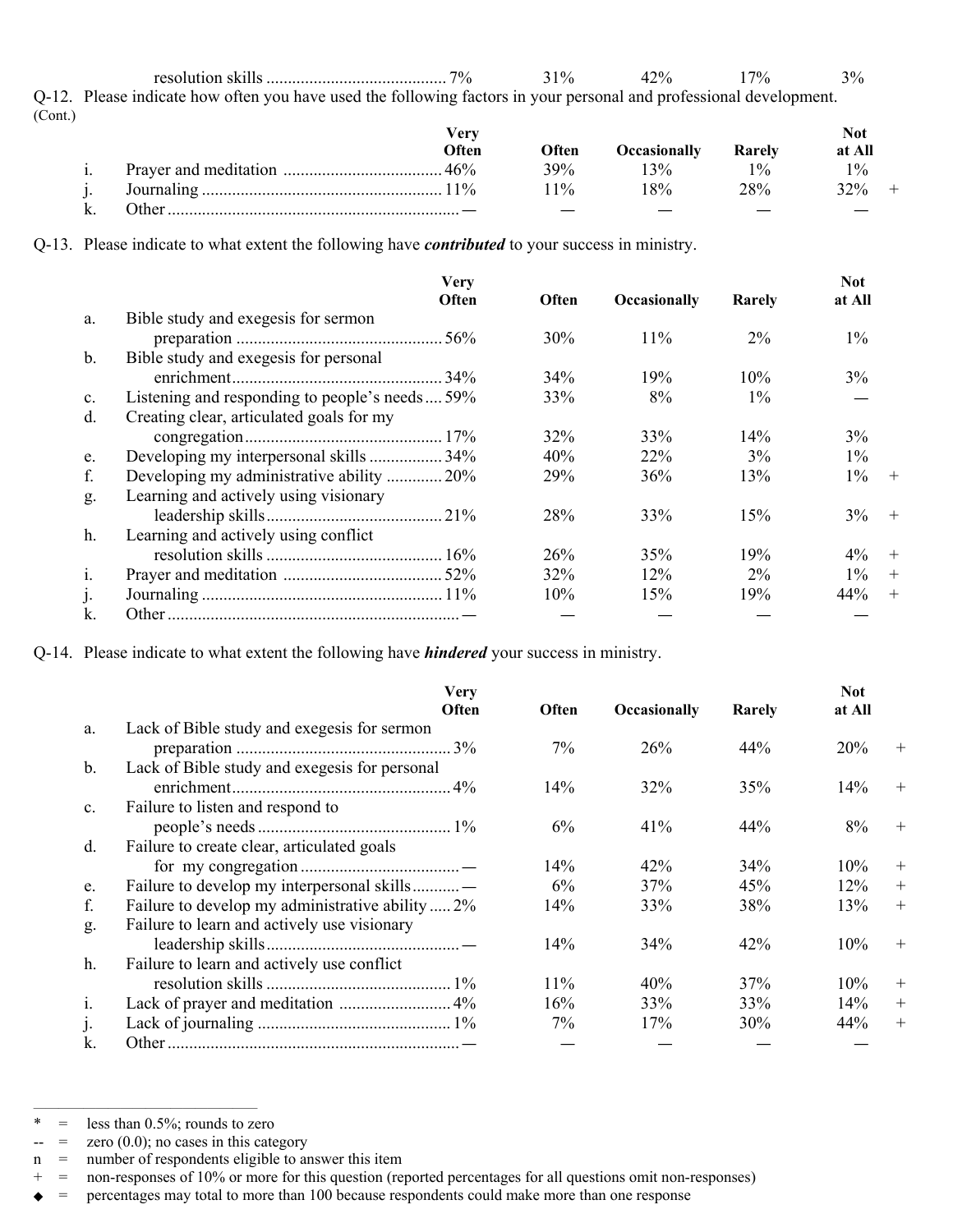| | | Very Often | Often | Occasionally | Rarely | Not at All | |
|---|---|---|---|---|---|---|---|
| | resolution skills | 7% | 31% | 42% | 17% | 3% | |

Q-12. Please indicate how often you have used the following factors in your personal and professional development. (Cont.)

| | | Very Often | Often | Occasionally | Rarely | Not at All | |
|---|---|---|---|---|---|---|---|
| i. | Prayer and meditation | 46% | 39% | 13% | 1% | 1% | |
| j. | Journaling | 11% | 11% | 18% | 28% | 32% | + |
| k. | Other | — | — | — | — | — | |

Q-13. Please indicate to what extent the following have ***contributed*** to your success in ministry.

| | | Very Often | Often | Occasionally | Rarely | Not at All | |
|---|---|---|---|---|---|---|---|
| a. | Bible study and exegesis for sermon preparation | 56% | 30% | 11% | 2% | 1% | |
| b. | Bible study and exegesis for personal enrichment | 34% | 34% | 19% | 10% | 3% | |
| c. | Listening and responding to people's needs | 59% | 33% | 8% | 1% | — | |
| d. | Creating clear, articulated goals for my congregation | 17% | 32% | 33% | 14% | 3% | |
| e. | Developing my interpersonal skills | 34% | 40% | 22% | 3% | 1% | |
| f. | Developing my administrative ability | 20% | 29% | 36% | 13% | 1% | + |
| g. | Learning and actively using visionary leadership skills | 21% | 28% | 33% | 15% | 3% | + |
| h. | Learning and actively using conflict resolution skills | 16% | 26% | 35% | 19% | 4% | + |
| i. | Prayer and meditation | 52% | 32% | 12% | 2% | 1% | + |
| j. | Journaling | 11% | 10% | 15% | 19% | 44% | + |
| k. | Other | — | — | — | — | — | |

Q-14. Please indicate to what extent the following have ***hindered*** your success in ministry.

| | | Very Often | Often | Occasionally | Rarely | Not at All | |
|---|---|---|---|---|---|---|---|
| a. | Lack of Bible study and exegesis for sermon preparation | 3% | 7% | 26% | 44% | 20% | + |
| b. | Lack of Bible study and exegesis for personal enrichment | 4% | 14% | 32% | 35% | 14% | + |
| c. | Failure to listen and respond to people's needs | 1% | 6% | 41% | 44% | 8% | + |
| d. | Failure to create clear, articulated goals for my congregation | — | 14% | 42% | 34% | 10% | + |
| e. | Failure to develop my interpersonal skills | — | 6% | 37% | 45% | 12% | + |
| f. | Failure to develop my administrative ability | 2% | 14% | 33% | 38% | 13% | + |
| g. | Failure to learn and actively use visionary leadership skills | — | 14% | 34% | 42% | 10% | + |
| h. | Failure to learn and actively use conflict resolution skills | 1% | 11% | 40% | 37% | 10% | + |
| i. | Lack of prayer and meditation | 4% | 16% | 33% | 33% | 14% | + |
| j. | Lack of journaling | 1% | 7% | 17% | 30% | 44% | + |
| k. | Other | — | — | — | — | — | |

\* = less than 0.5%; rounds to zero
-- = zero (0.0); no cases in this category
n = number of respondents eligible to answer this item
\+ = non-responses of 10% or more for this question (reported percentages for all questions omit non-responses)
◆ = percentages may total to more than 100 because respondents could make more than one response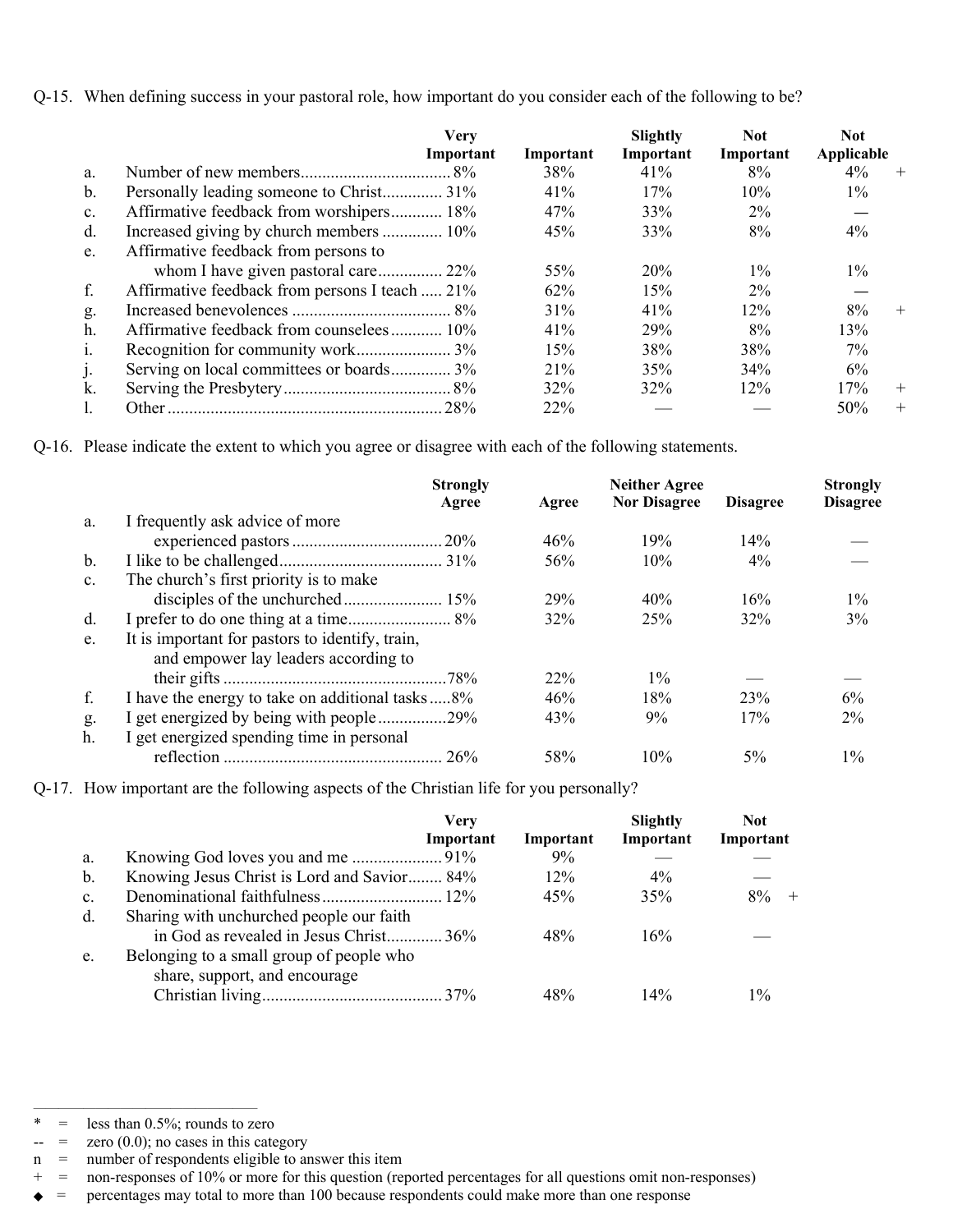Q-15. When defining success in your pastoral role, how important do you consider each of the following to be?

| | | Very Important | Important | Slightly Important | Not Important | Not Applicable | |
|---|---|---|---|---|---|---|---|
| a. | Number of new members | 8% | 38% | 41% | 8% | 4% | + |
| b. | Personally leading someone to Christ | 31% | 41% | 17% | 10% | 1% | |
| c. | Affirmative feedback from worshipers | 18% | 47% | 33% | 2% | — | |
| d. | Increased giving by church members | 10% | 45% | 33% | 8% | 4% | |
| e. | Affirmative feedback from persons to whom I have given pastoral care | 22% | 55% | 20% | 1% | 1% | |
| f. | Affirmative feedback from persons I teach | 21% | 62% | 15% | 2% | — | |
| g. | Increased benevolences | 8% | 31% | 41% | 12% | 8% | + |
| h. | Affirmative feedback from counselees | 10% | 41% | 29% | 8% | 13% | |
| i. | Recognition for community work | 3% | 15% | 38% | 38% | 7% | |
| j. | Serving on local committees or boards | 3% | 21% | 35% | 34% | 6% | |
| k. | Serving the Presbytery | 8% | 32% | 32% | 12% | 17% | + |
| l. | Other | 28% | 22% | — | — | 50% | + |

Q-16. Please indicate the extent to which you agree or disagree with each of the following statements.

| | | Strongly Agree | Agree | Neither Agree Nor Disagree | Disagree | Strongly Disagree |
|---|---|---|---|---|---|---|
| a. | I frequently ask advice of more experienced pastors | 20% | 46% | 19% | 14% | — |
| b. | I like to be challenged | 31% | 56% | 10% | 4% | — |
| c. | The church's first priority is to make disciples of the unchurched | 15% | 29% | 40% | 16% | 1% |
| d. | I prefer to do one thing at a time | 8% | 32% | 25% | 32% | 3% |
| e. | It is important for pastors to identify, train, and empower lay leaders according to their gifts | 78% | 22% | 1% | — | — |
| f. | I have the energy to take on additional tasks | 8% | 46% | 18% | 23% | 6% |
| g. | I get energized by being with people | 29% | 43% | 9% | 17% | 2% |
| h. | I get energized spending time in personal reflection | 26% | 58% | 10% | 5% | 1% |

Q-17. How important are the following aspects of the Christian life for you personally?

| | | Very Important | Important | Slightly Important | Not Important | |
|---|---|---|---|---|---|---|
| a. | Knowing God loves you and me | 91% | 9% | — | — | |
| b. | Knowing Jesus Christ is Lord and Savior | 84% | 12% | 4% | — | |
| c. | Denominational faithfulness | 12% | 45% | 35% | 8% | + |
| d. | Sharing with unchurched people our faith in God as revealed in Jesus Christ | 36% | 48% | 16% | — | |
| e. | Belonging to a small group of people who share, support, and encourage Christian living | 37% | 48% | 14% | 1% | |

---

\* = less than 0.5%; rounds to zero
-- = zero (0.0); no cases in this category
n = number of respondents eligible to answer this item
\+ = non-responses of 10% or more for this question (reported percentages for all questions omit non-responses)
◆ = percentages may total to more than 100 because respondents could make more than one response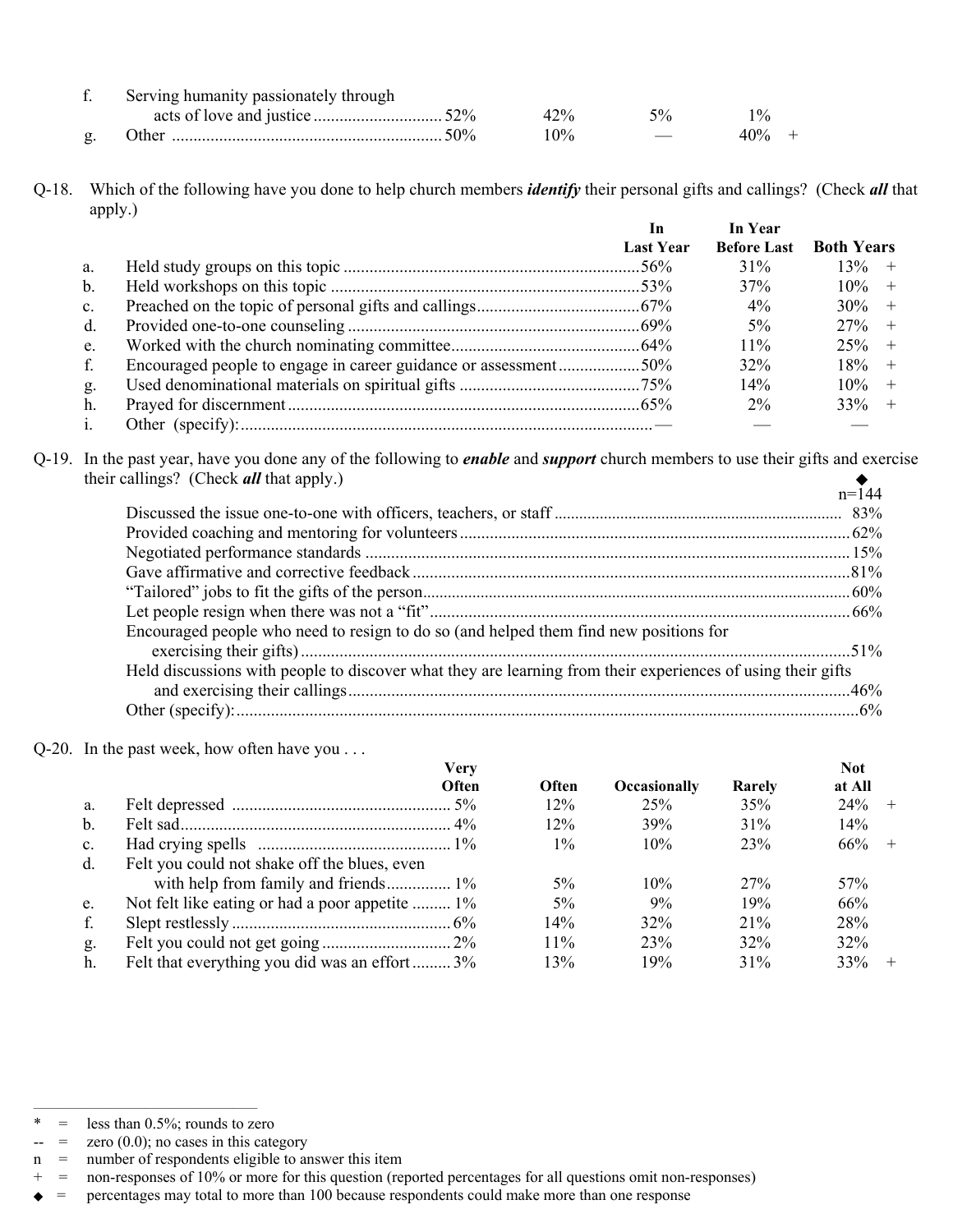| | | | | | |
|---|---|---|---|---|---|
| f. | Serving humanity passionately through acts of love and justice | 52% | 42% | 5% | 1% |
| g. | Other | 50% | 10% | — | 40% + |

Q-18. Which of the following have you done to help church members ***identify*** their personal gifts and callings? (Check ***all*** that apply.)

| | | In Last Year | In Year Before Last | Both Years |
|---|---|---|---|---|
| a. | Held study groups on this topic | 56% | 31% | 13% + |
| b. | Held workshops on this topic | 53% | 37% | 10% + |
| c. | Preached on the topic of personal gifts and callings | 67% | 4% | 30% + |
| d. | Provided one-to-one counseling | 69% | 5% | 27% + |
| e. | Worked with the church nominating committee | 64% | 11% | 25% + |
| f. | Encouraged people to engage in career guidance or assessment | 50% | 32% | 18% + |
| g. | Used denominational materials on spiritual gifts | 75% | 14% | 10% + |
| h. | Prayed for discernment | 65% | 2% | 33% + |
| i. | Other (specify): | — | — | — |

Q-19. In the past year, have you done any of the following to ***enable*** and ***support*** church members to use their gifts and exercise their callings? (Check ***all*** that apply.)

| | ◆ n=144 |
|---|---|
| Discussed the issue one-to-one with officers, teachers, or staff | 83% |
| Provided coaching and mentoring for volunteers | 62% |
| Negotiated performance standards | 15% |
| Gave affirmative and corrective feedback | 81% |
| "Tailored" jobs to fit the gifts of the person | 60% |
| Let people resign when there was not a "fit" | 66% |
| Encouraged people who need to resign to do so (and helped them find new positions for exercising their gifts) | 51% |
| Held discussions with people to discover what they are learning from their experiences of using their gifts and exercising their callings | 46% |
| Other (specify): | 6% |

Q-20. In the past week, how often have you . . .

| | | Very Often | Often | Occasionally | Rarely | Not at All |
|---|---|---|---|---|---|---|
| a. | Felt depressed | 5% | 12% | 25% | 35% | 24% + |
| b. | Felt sad | 4% | 12% | 39% | 31% | 14% |
| c. | Had crying spells | 1% | 1% | 10% | 23% | 66% + |
| d. | Felt you could not shake off the blues, even with help from family and friends | 1% | 5% | 10% | 27% | 57% |
| e. | Not felt like eating or had a poor appetite | 1% | 5% | 9% | 19% | 66% |
| f. | Slept restlessly | 6% | 14% | 32% | 21% | 28% |
| g. | Felt you could not get going | 2% | 11% | 23% | 32% | 32% |
| h. | Felt that everything you did was an effort | 3% | 13% | 19% | 31% | 33% + |

---

\* = less than 0.5%; rounds to zero
-- = zero (0.0); no cases in this category
n = number of respondents eligible to answer this item
\+ = non-responses of 10% or more for this question (reported percentages for all questions omit non-responses)
◆ = percentages may total to more than 100 because respondents could make more than one response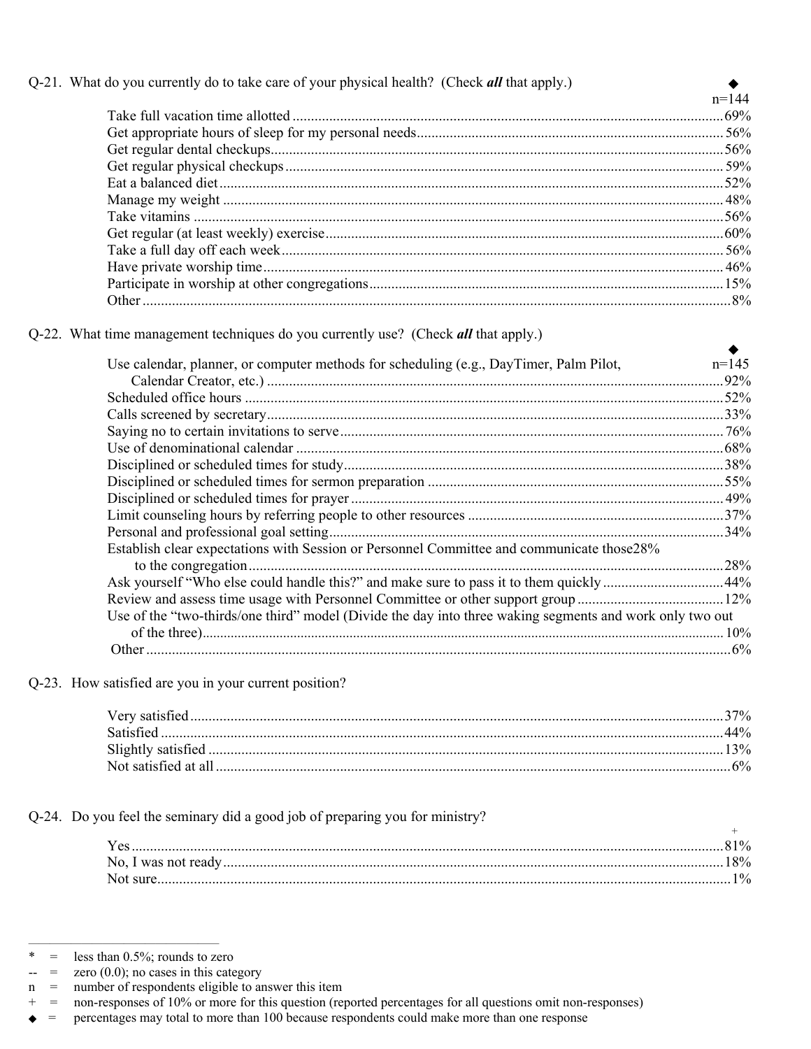Q-21. What do you currently do to take care of your physical health? (Check ***all*** that apply.)

◆ n=144

| | |
|---|---|
| Take full vacation time allotted | 69% |
| Get appropriate hours of sleep for my personal needs | 56% |
| Get regular dental checkups | 56% |
| Get regular physical checkups | 59% |
| Eat a balanced diet | 52% |
| Manage my weight | 48% |
| Take vitamins | 56% |
| Get regular (at least weekly) exercise | 60% |
| Take a full day off each week | 56% |
| Have private worship time | 46% |
| Participate in worship at other congregations | 15% |
| Other | 8% |

Q-22. What time management techniques do you currently use? (Check ***all*** that apply.)

◆ n=145

| | |
|---|---|
| Use calendar, planner, or computer methods for scheduling (e.g., DayTimer, Palm Pilot, Calendar Creator, etc.) | 92% |
| Scheduled office hours | 52% |
| Calls screened by secretary | 33% |
| Saying no to certain invitations to serve | 76% |
| Use of denominational calendar | 68% |
| Disciplined or scheduled times for study | 38% |
| Disciplined or scheduled times for sermon preparation | 55% |
| Disciplined or scheduled times for prayer | 49% |
| Limit counseling hours by referring people to other resources | 37% |
| Personal and professional goal setting | 34% |
| Establish clear expectations with Session or Personnel Committee and communicate those28% to the congregation | 28% |
| Ask yourself "Who else could handle this?" and make sure to pass it to them quickly | 44% |
| Review and assess time usage with Personnel Committee or other support group | 12% |
| Use of the "two-thirds/one third" model (Divide the day into three waking segments and work only two out of the three) | 10% |
| Other | 6% |

Q-23. How satisfied are you in your current position?

| | |
|---|---|
| Very satisfied | 37% |
| Satisfied | 44% |
| Slightly satisfied | 13% |
| Not satisfied at all | 6% |

Q-24. Do you feel the seminary did a good job of preparing you for ministry?

+

| | |
|---|---|
| Yes | 81% |
| No, I was not ready | 18% |
| Not sure | 1% |

---

\* = less than 0.5%; rounds to zero
-- = zero (0.0); no cases in this category
n = number of respondents eligible to answer this item
\+ = non-responses of 10% or more for this question (reported percentages for all questions omit non-responses)
◆ = percentages may total to more than 100 because respondents could make more than one response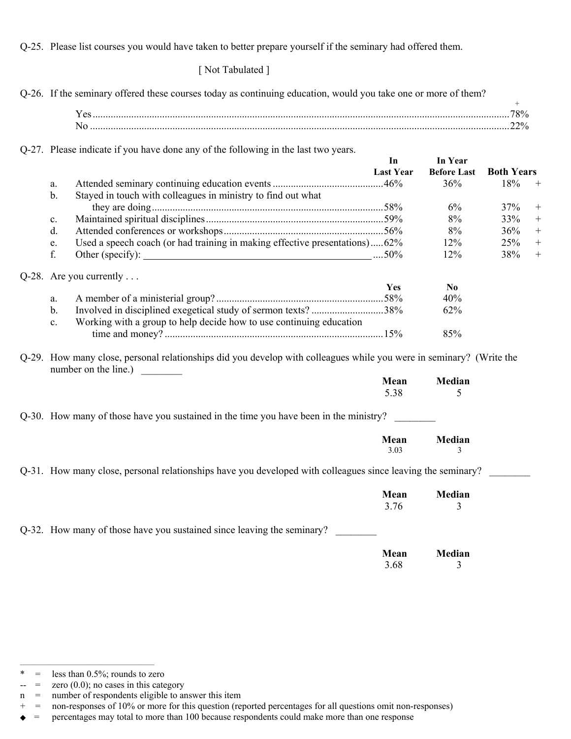Q-25. Please list courses you would have taken to better prepare yourself if the seminary had offered them.

[ Not Tabulated ]

Q-26. If the seminary offered these courses today as continuing education, would you take one or more of them?

| | + |
|---|---|
| Yes | 78% |
| No | 22% |

Q-27. Please indicate if you have done any of the following in the last two years.

| | | In Last Year | In Year Before Last | Both Years | |
|---|---|---|---|---|---|
| a. | Attended seminary continuing education events | 46% | 36% | 18% | + |
| b. | Stayed in touch with colleagues in ministry to find out what they are doing | 58% | 6% | 37% | + |
| c. | Maintained spiritual disciplines | 59% | 8% | 33% | + |
| d. | Attended conferences or workshops | 56% | 8% | 36% | + |
| e. | Used a speech coach (or had training in making effective presentations) | 62% | 12% | 25% | + |
| f. | Other (specify): ______ | 50% | 12% | 38% | + |

Q-28. Are you currently . . .

| | | Yes | No |
|---|---|---|---|
| a. | A member of a ministerial group? | 58% | 40% |
| b. | Involved in disciplined exegetical study of sermon texts? | 38% | 62% |
| c. | Working with a group to help decide how to use continuing education time and money? | 15% | 85% |

Q-29. How many close, personal relationships did you develop with colleagues while you were in seminary? (Write the number on the line.) ________

| Mean | Median |
|---|---|
| 5.38 | 5 |

Q-30. How many of those have you sustained in the time you have been in the ministry? ________

| Mean | Median |
|---|---|
| 3.03 | 3 |

Q-31. How many close, personal relationships have you developed with colleagues since leaving the seminary? ________

| Mean | Median |
|---|---|
| 3.76 | 3 |

Q-32. How many of those have you sustained since leaving the seminary? ________

| Mean | Median |
|---|---|
| 3.68 | 3 |

---

* = less than 0.5%; rounds to zero
-- = zero (0.0); no cases in this category
n = number of respondents eligible to answer this item
+ = non-responses of 10% or more for this question (reported percentages for all questions omit non-responses)
◆ = percentages may total to more than 100 because respondents could make more than one response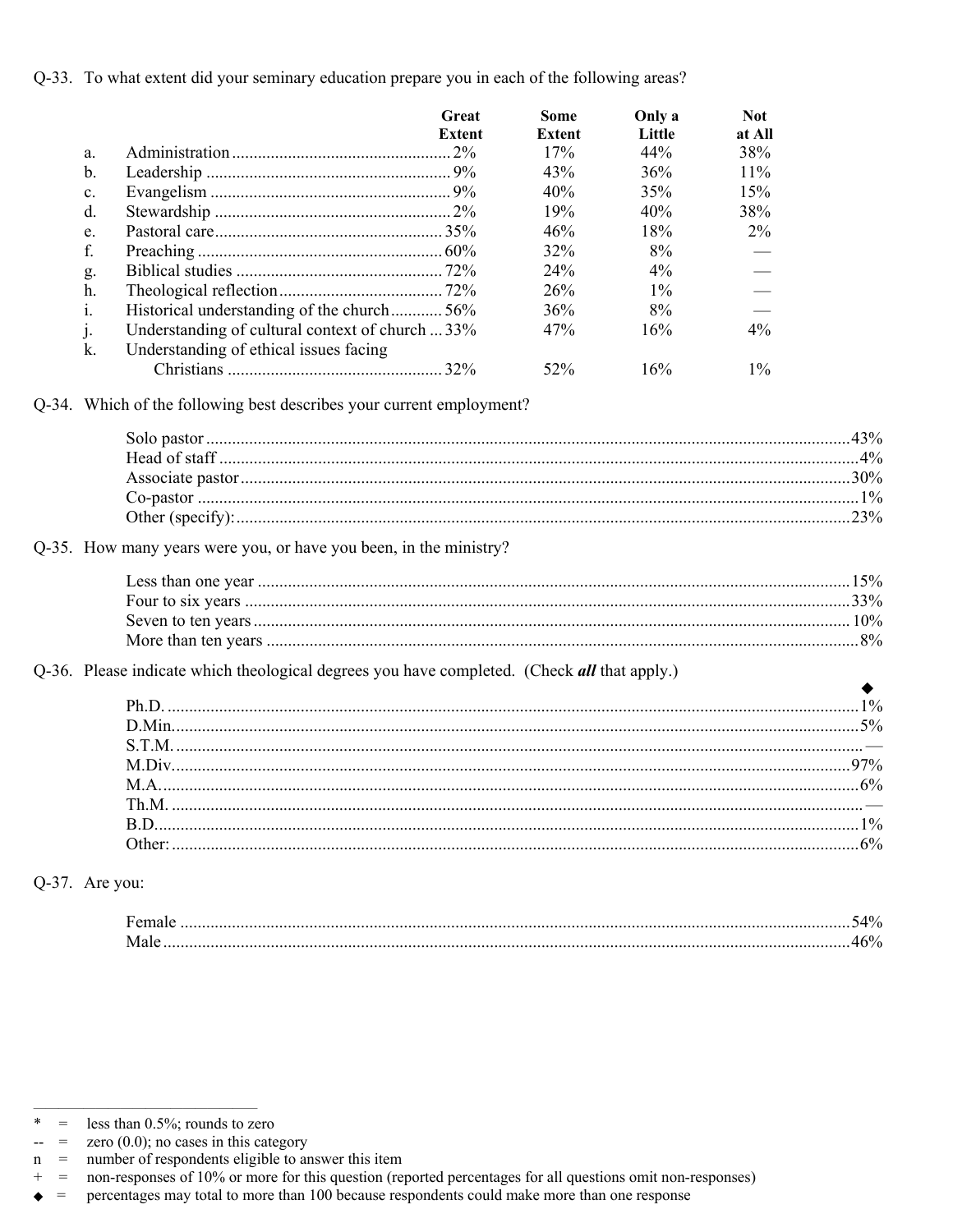Q-33. To what extent did your seminary education prepare you in each of the following areas?

| | | Great Extent | Some Extent | Only a Little | Not at All |
|---|---|---|---|---|---|
| a. | Administration | 2% | 17% | 44% | 38% |
| b. | Leadership | 9% | 43% | 36% | 11% |
| c. | Evangelism | 9% | 40% | 35% | 15% |
| d. | Stewardship | 2% | 19% | 40% | 38% |
| e. | Pastoral care | 35% | 46% | 18% | 2% |
| f. | Preaching | 60% | 32% | 8% | — |
| g. | Biblical studies | 72% | 24% | 4% | — |
| h. | Theological reflection | 72% | 26% | 1% | — |
| i. | Historical understanding of the church | 56% | 36% | 8% | — |
| j. | Understanding of cultural context of church | 33% | 47% | 16% | 4% |
| k. | Understanding of ethical issues facing Christians | 32% | 52% | 16% | 1% |

Q-34. Which of the following best describes your current employment?

| | |
|---|---|
| Solo pastor | 43% |
| Head of staff | 4% |
| Associate pastor | 30% |
| Co-pastor | 1% |
| Other (specify): | 23% |

Q-35. How many years were you, or have you been, in the ministry?

| | |
|---|---|
| Less than one year | 15% |
| Four to six years | 33% |
| Seven to ten years | 10% |
| More than ten years | 8% |

Q-36. Please indicate which theological degrees you have completed. (Check ***all*** that apply.)

| | ◆ |
|---|---|
| Ph.D. | 1% |
| D.Min. | 5% |
| S.T.M. | — |
| M.Div. | 97% |
| M.A. | 6% |
| Th.M. | — |
| B.D. | 1% |
| Other: | 6% |

Q-37. Are you:

| | |
|---|---|
| Female | 54% |
| Male | 46% |

---

\* = less than 0.5%; rounds to zero
-- = zero (0.0); no cases in this category
n = number of respondents eligible to answer this item
\+ = non-responses of 10% or more for this question (reported percentages for all questions omit non-responses)
◆ = percentages may total to more than 100 because respondents could make more than one response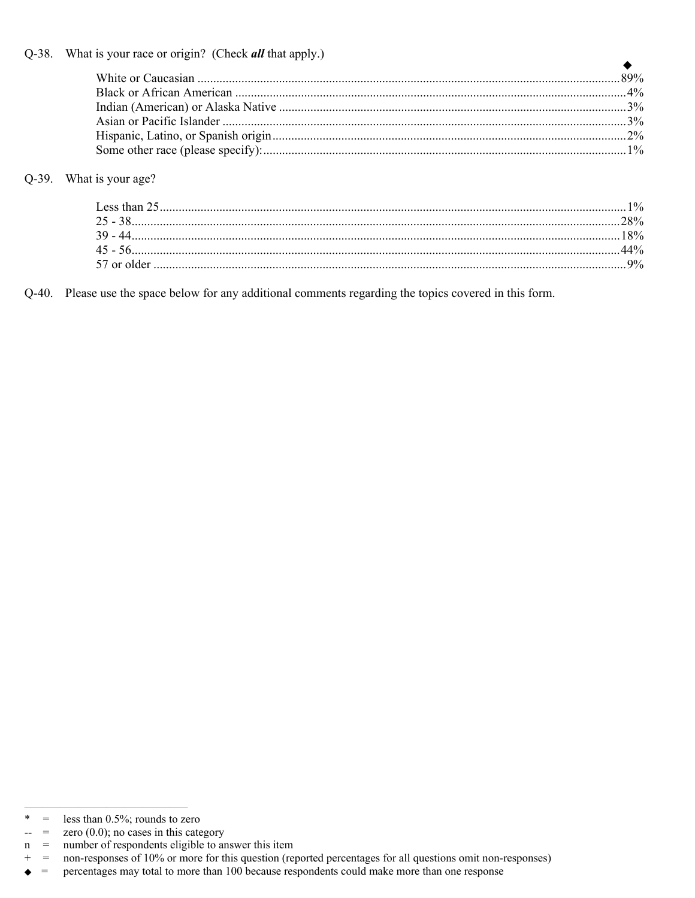Q-38. What is your race or origin? (Check ***all*** that apply.)

| | ◆ |
|---|---|
| White or Caucasian | 89% |
| Black or African American | 4% |
| Indian (American) or Alaska Native | 3% |
| Asian or Pacific Islander | 3% |
| Hispanic, Latino, or Spanish origin | 2% |
| Some other race (please specify): | 1% |

Q-39. What is your age?

| | |
|---|---|
| Less than 25 | 1% |
| 25 - 38 | 28% |
| 39 - 44 | 18% |
| 45 - 56 | 44% |
| 57 or older | 9% |

Q-40. Please use the space below for any additional comments regarding the topics covered in this form.

---

* = less than 0.5%; rounds to zero
-- = zero (0.0); no cases in this category
n = number of respondents eligible to answer this item
+ = non-responses of 10% or more for this question (reported percentages for all questions omit non-responses)
◆ = percentages may total to more than 100 because respondents could make more than one response